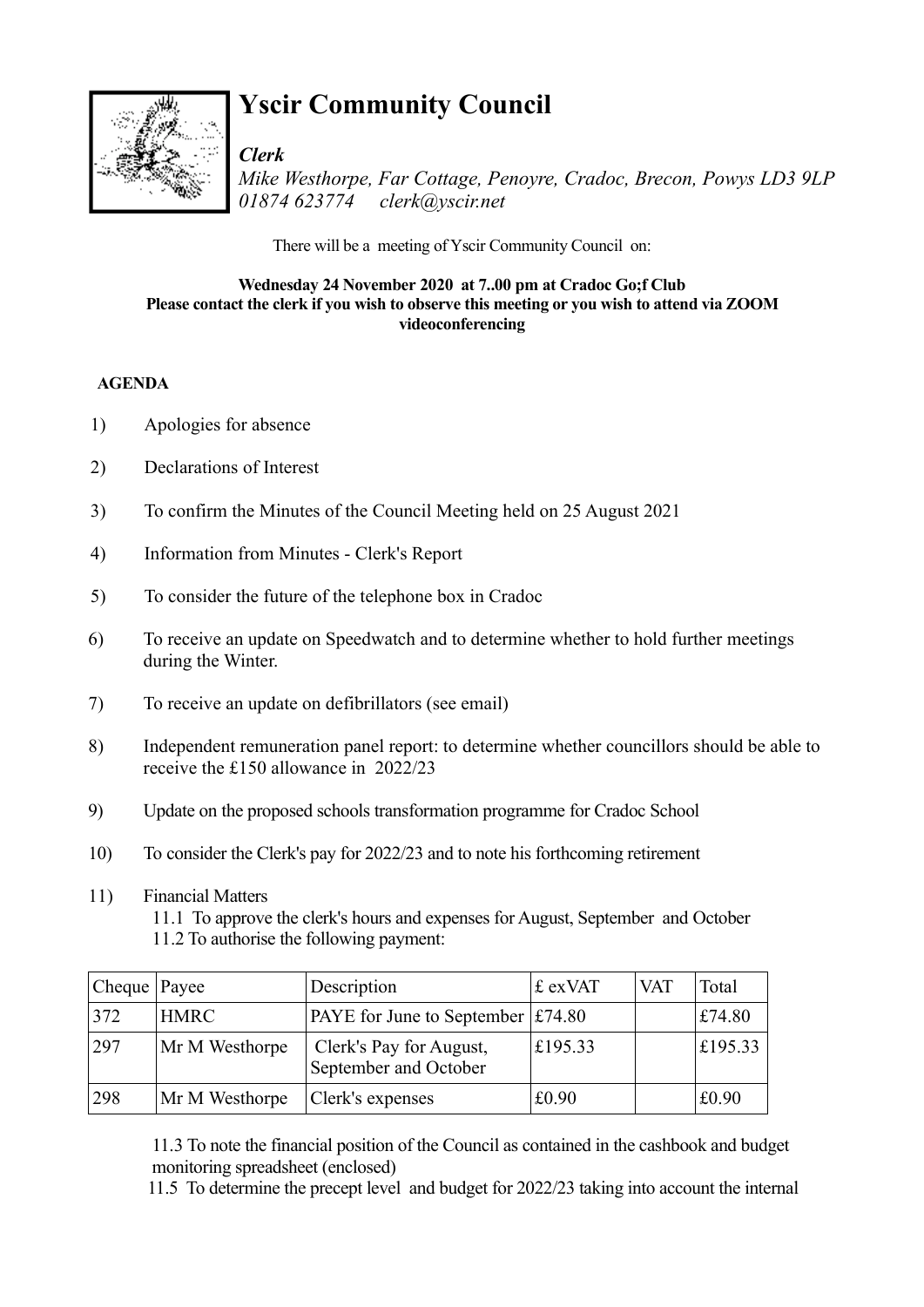# Yscir Community Council

***Clerk***
*Mike Westhorpe, Far Cottage, Penoyre, Cradoc, Brecon, Powys LD3 9LP*
*01874 623774 clerk@yscir.net*

There will be a meeting of Yscir Community Council on:

**Wednesday 24 November 2020 at 7..00 pm at Cradoc Go;f Club**
**Please contact the clerk if you wish to observe this meeting or you wish to attend via ZOOM videoconferencing**

**AGENDA**

1) Apologies for absence

2) Declarations of Interest

3) To confirm the Minutes of the Council Meeting held on 25 August 2021

4) Information from Minutes - Clerk's Report

5) To consider the future of the telephone box in Cradoc

6) To receive an update on Speedwatch and to determine whether to hold further meetings during the Winter.

7) To receive an update on defibrillators (see email)

8) Independent remuneration panel report: to determine whether councillors should be able to receive the £150 allowance in 2022/23

9) Update on the proposed schools transformation programme for Cradoc School

10) To consider the Clerk's pay for 2022/23 and to note his forthcoming retirement

11) Financial Matters
 11.1 To approve the clerk's hours and expenses for August, September and October
 11.2 To authorise the following payment:

| Cheque | Payee | Description | £ exVAT | VAT | Total |
|---|---|---|---|---|---|
| 372 | HMRC | PAYE for June to September | £74.80 | | £74.80 |
| 297 | Mr M Westhorpe | Clerk's Pay for August, September and October | £195.33 | | £195.33 |
| 298 | Mr M Westhorpe | Clerk's expenses | £0.90 | | £0.90 |

 11.3 To note the financial position of the Council as contained in the cashbook and budget monitoring spreadsheet (enclosed)
 11.5 To determine the precept level and budget for 2022/23 taking into account the internal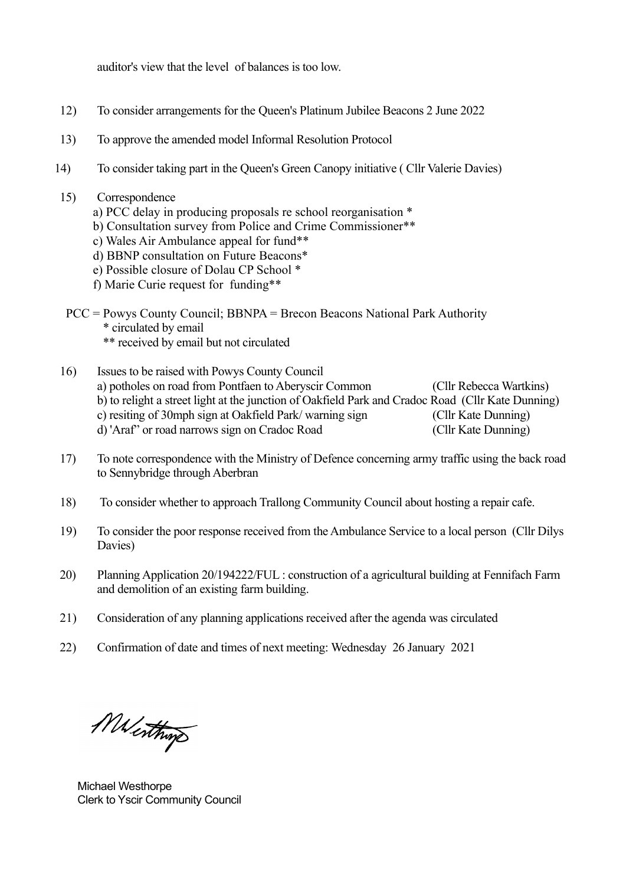auditor's view that the level of balances is too low.

12) To consider arrangements for the Queen's Platinum Jubilee Beacons 2 June 2022

13) To approve the amended model Informal Resolution Protocol

14) To consider taking part in the Queen's Green Canopy initiative ( Cllr Valerie Davies)

15) Correspondence
   a) PCC delay in producing proposals re school reorganisation *
   b) Consultation survey from Police and Crime Commissioner**
   c) Wales Air Ambulance appeal for fund**
   d) BBNP consultation on Future Beacons*
   e) Possible closure of Dolau CP School *
   f) Marie Curie request for funding**

PCC = Powys County Council; BBNPA = Brecon Beacons National Park Authority
  * circulated by email
  ** received by email but not circulated

16) Issues to be raised with Powys County Council
   a) potholes on road from Pontfaen to Aberyscir Common (Cllr Rebecca Wartkins)
   b) to relight a street light at the junction of Oakfield Park and Cradoc Road (Cllr Kate Dunning)
   c) resiting of 30mph sign at Oakfield Park/ warning sign (Cllr Kate Dunning)
   d) 'Araf" or road narrows sign on Cradoc Road (Cllr Kate Dunning)

17) To note correspondence with the Ministry of Defence concerning army traffic using the back road to Sennybridge through Aberbran

18) To consider whether to approach Trallong Community Council about hosting a repair cafe.

19) To consider the poor response received from the Ambulance Service to a local person (Cllr Dilys Davies)

20) Planning Application 20/194222/FUL : construction of a agricultural building at Fennifach Farm and demolition of an existing farm building.

21) Consideration of any planning applications received after the agenda was circulated

22) Confirmation of date and times of next meeting: Wednesday 26 January 2021

Michael Westhorpe
Clerk to Yscir Community Council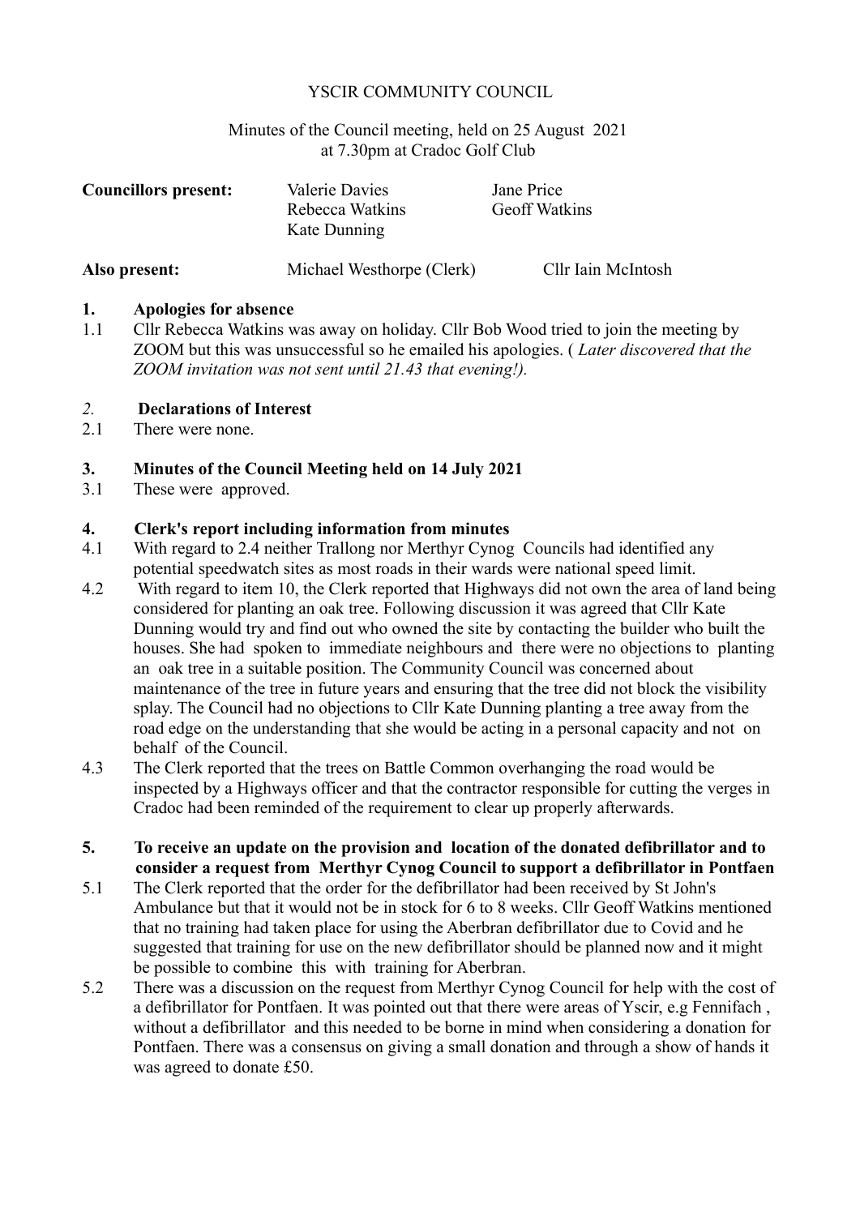YSCIR COMMUNITY COUNCIL

Minutes of the Council meeting, held on 25 August 2021 at 7.30pm at Cradoc Golf Club

| | | |
|---|---|---|
| **Councillors present:** | Valerie Davies | Jane Price |
| | Rebecca Watkins | Geoff Watkins |
| | Kate Dunning | |
| **Also present:** | Michael Westhorpe (Clerk) | Cllr Iain McIntosh |

**1. Apologies for absence**

1.1 Cllr Rebecca Watkins was away on holiday. Cllr Bob Wood tried to join the meeting by ZOOM but this was unsuccessful so he emailed his apologies. ( *Later discovered that the ZOOM invitation was not sent until 21.43 that evening!).*

*2.* **Declarations of Interest**

2.1 There were none.

**3. Minutes of the Council Meeting held on 14 July 2021**

3.1 These were approved.

**4. Clerk's report including information from minutes**

4.1 With regard to 2.4 neither Trallong nor Merthyr Cynog Councils had identified any potential speedwatch sites as most roads in their wards were national speed limit.

4.2 With regard to item 10, the Clerk reported that Highways did not own the area of land being considered for planting an oak tree. Following discussion it was agreed that Cllr Kate Dunning would try and find out who owned the site by contacting the builder who built the houses. She had spoken to immediate neighbours and there were no objections to planting an oak tree in a suitable position. The Community Council was concerned about maintenance of the tree in future years and ensuring that the tree did not block the visibility splay. The Council had no objections to Cllr Kate Dunning planting a tree away from the road edge on the understanding that she would be acting in a personal capacity and not on behalf of the Council.

4.3 The Clerk reported that the trees on Battle Common overhanging the road would be inspected by a Highways officer and that the contractor responsible for cutting the verges in Cradoc had been reminded of the requirement to clear up properly afterwards.

**5. To receive an update on the provision and location of the donated defibrillator and to consider a request from Merthyr Cynog Council to support a defibrillator in Pontfaen**

5.1 The Clerk reported that the order for the defibrillator had been received by St John's Ambulance but that it would not be in stock for 6 to 8 weeks. Cllr Geoff Watkins mentioned that no training had taken place for using the Aberbran defibrillator due to Covid and he suggested that training for use on the new defibrillator should be planned now and it might be possible to combine this with training for Aberbran.

5.2 There was a discussion on the request from Merthyr Cynog Council for help with the cost of a defibrillator for Pontfaen. It was pointed out that there were areas of Yscir, e.g Fennifach , without a defibrillator and this needed to be borne in mind when considering a donation for Pontfaen. There was a consensus on giving a small donation and through a show of hands it was agreed to donate £50.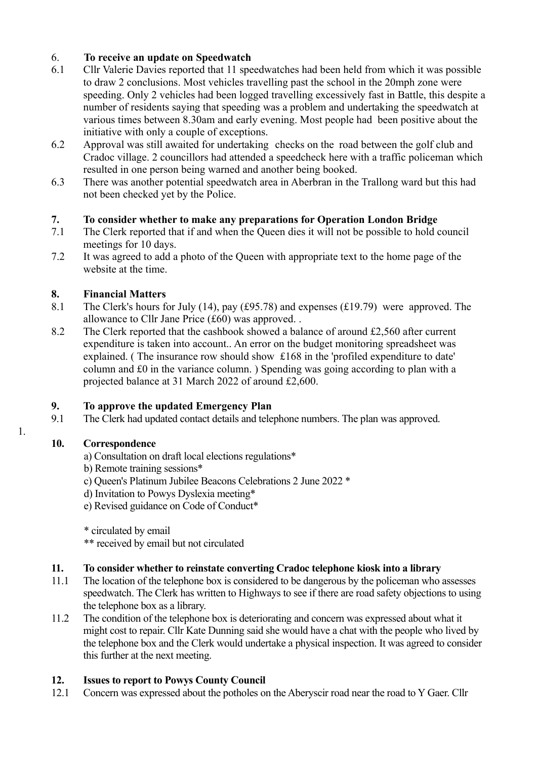6. **To receive an update on Speedwatch**

6.1 Cllr Valerie Davies reported that 11 speedwatches had been held from which it was possible to draw 2 conclusions. Most vehicles travelling past the school in the 20mph zone were speeding. Only 2 vehicles had been logged travelling excessively fast in Battle, this despite a number of residents saying that speeding was a problem and undertaking the speedwatch at various times between 8.30am and early evening. Most people had been positive about the initiative with only a couple of exceptions.

6.2 Approval was still awaited for undertaking checks on the road between the golf club and Cradoc village. 2 councillors had attended a speedcheck here with a traffic policeman which resulted in one person being warned and another being booked.

6.3 There was another potential speedwatch area in Aberbran in the Trallong ward but this had not been checked yet by the Police.

**7. To consider whether to make any preparations for Operation London Bridge**

7.1 The Clerk reported that if and when the Queen dies it will not be possible to hold council meetings for 10 days.

7.2 It was agreed to add a photo of the Queen with appropriate text to the home page of the website at the time.

**8. Financial Matters**

8.1 The Clerk's hours for July (14), pay (£95.78) and expenses (£19.79) were approved. The allowance to Cllr Jane Price (£60) was approved. .

8.2 The Clerk reported that the cashbook showed a balance of around £2,560 after current expenditure is taken into account.. An error on the budget monitoring spreadsheet was explained. ( The insurance row should show £168 in the 'profiled expenditure to date' column and £0 in the variance column. ) Spending was going according to plan with a projected balance at 31 March 2022 of around £2,600.

**9. To approve the updated Emergency Plan**

9.1 The Clerk had updated contact details and telephone numbers. The plan was approved.

1.

**10. Correspondence**

a) Consultation on draft local elections regulations*
b) Remote training sessions*
c) Queen's Platinum Jubilee Beacons Celebrations 2 June 2022 *
d) Invitation to Powys Dyslexia meeting*
e) Revised guidance on Code of Conduct*

\* circulated by email
\*\* received by email but not circulated

**11. To consider whether to reinstate converting Cradoc telephone kiosk into a library**

11.1 The location of the telephone box is considered to be dangerous by the policeman who assesses speedwatch. The Clerk has written to Highways to see if there are road safety objections to using the telephone box as a library.

11.2 The condition of the telephone box is deteriorating and concern was expressed about what it might cost to repair. Cllr Kate Dunning said she would have a chat with the people who lived by the telephone box and the Clerk would undertake a physical inspection. It was agreed to consider this further at the next meeting.

**12. Issues to report to Powys County Council**

12.1 Concern was expressed about the potholes on the Aberyscir road near the road to Y Gaer. Cllr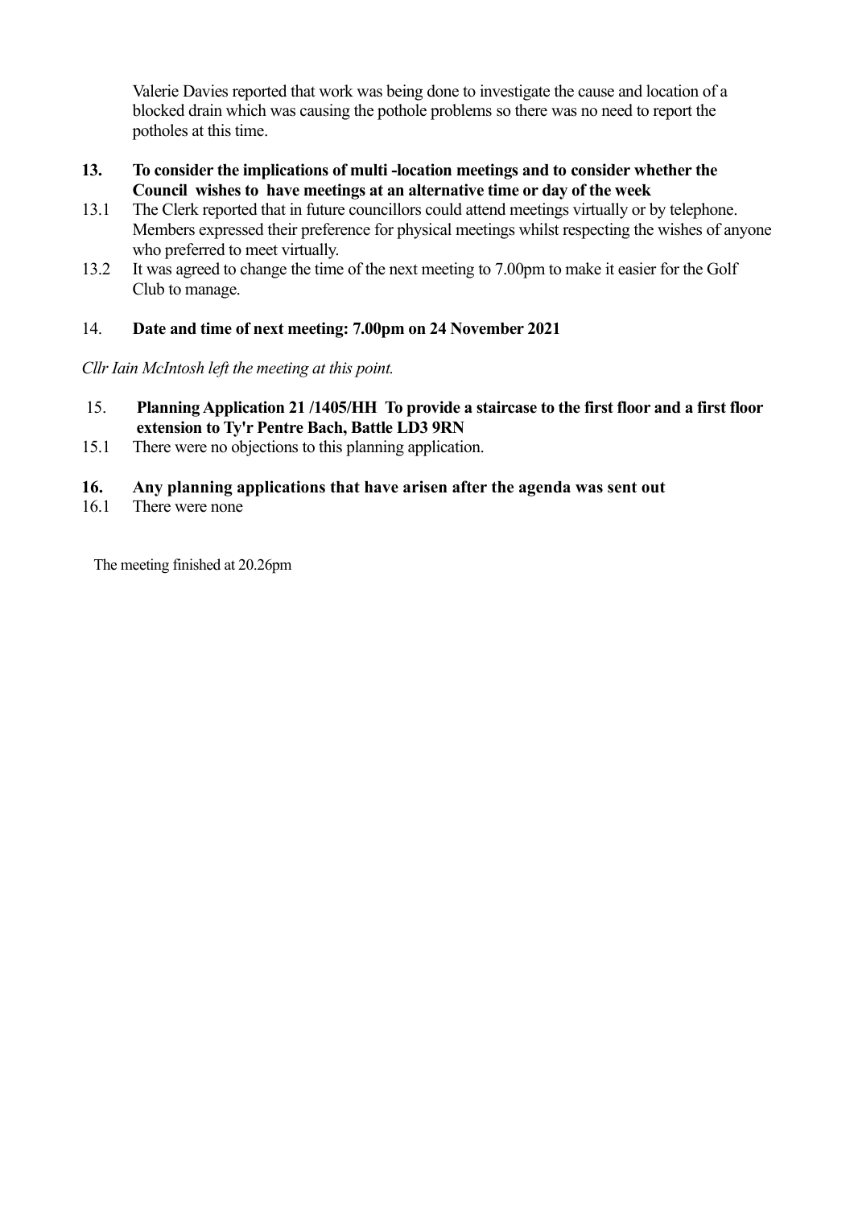Valerie Davies reported that work was being done to investigate the cause and location of a blocked drain which was causing the pothole problems so there was no need to report the potholes at this time.

**13. To consider the implications of multi -location meetings and to consider whether the Council wishes to have meetings at an alternative time or day of the week**

13.1 The Clerk reported that in future councillors could attend meetings virtually or by telephone. Members expressed their preference for physical meetings whilst respecting the wishes of anyone who preferred to meet virtually.

13.2 It was agreed to change the time of the next meeting to 7.00pm to make it easier for the Golf Club to manage.

14. **Date and time of next meeting: 7.00pm on 24 November 2021**

*Cllr Iain McIntosh left the meeting at this point.*

15. **Planning Application 21 /1405/HH To provide a staircase to the first floor and a first floor extension to Ty'r Pentre Bach, Battle LD3 9RN**

15.1 There were no objections to this planning application.

**16. Any planning applications that have arisen after the agenda was sent out**

16.1 There were none

The meeting finished at 20.26pm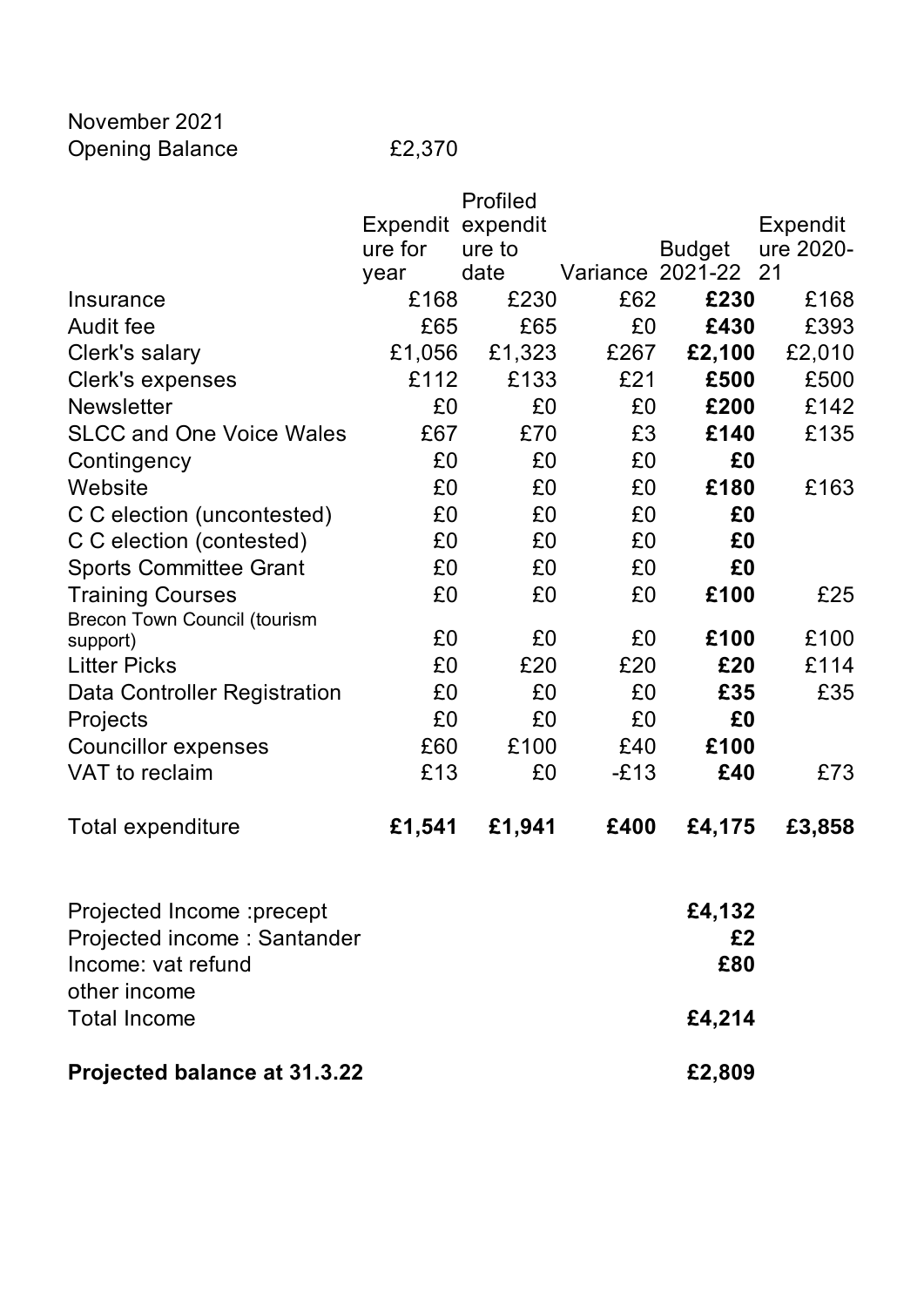November 2021
Opening Balance £2,370

| | Expenditure for year | Profiled expenditure to date | Variance | Budget 2021-22 | Expenditure 2020-21 |
|---|---|---|---|---|---|
| Insurance | £168 | £230 | £62 | **£230** | £168 |
| Audit fee | £65 | £65 | £0 | **£430** | £393 |
| Clerk's salary | £1,056 | £1,323 | £267 | **£2,100** | £2,010 |
| Clerk's expenses | £112 | £133 | £21 | **£500** | £500 |
| Newsletter | £0 | £0 | £0 | **£200** | £142 |
| SLCC and One Voice Wales | £67 | £70 | £3 | **£140** | £135 |
| Contingency | £0 | £0 | £0 | **£0** | |
| Website | £0 | £0 | £0 | **£180** | £163 |
| C C election (uncontested) | £0 | £0 | £0 | **£0** | |
| C C election (contested) | £0 | £0 | £0 | **£0** | |
| Sports Committee Grant | £0 | £0 | £0 | **£0** | |
| Training Courses | £0 | £0 | £0 | **£100** | £25 |
| Brecon Town Council (tourism support) | £0 | £0 | £0 | **£100** | £100 |
| Litter Picks | £0 | £20 | £20 | **£20** | £114 |
| Data Controller Registration | £0 | £0 | £0 | **£35** | £35 |
| Projects | £0 | £0 | £0 | **£0** | |
| Councillor expenses | £60 | £100 | £40 | **£100** | |
| VAT to reclaim | £13 | £0 | -£13 | **£40** | £73 |
| Total expenditure | **£1,541** | **£1,941** | **£400** | **£4,175** | **£3,858** |
| | | | | | |
| Projected Income :precept | | | | **£4,132** | |
| Projected income : Santander | | | | **£2** | |
| Income: vat refund | | | | **£80** | |
| other income | | | | | |
| Total Income | | | | **£4,214** | |
| | | | | | |
| **Projected balance at 31.3.22** | | | | **£2,809** | |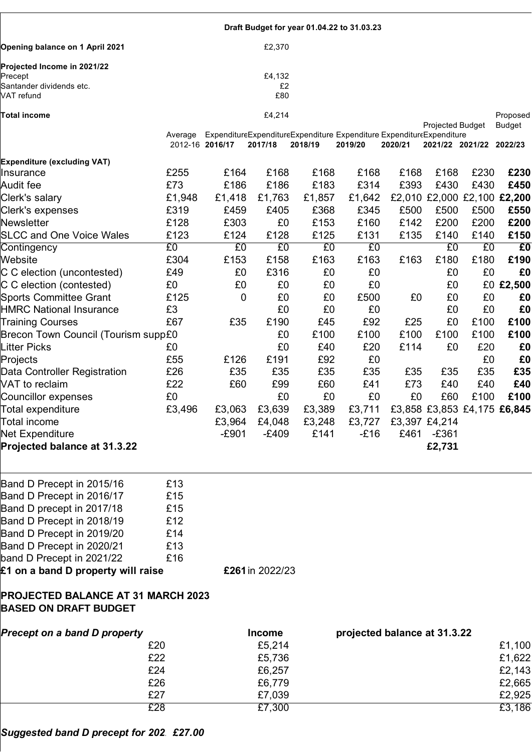**Draft Budget for year 01.04.22 to 31.03.23**

**Opening balance on 1 April 2021** £2,370

**Projected Income in 2021/22**

| | |
|---|---|
| Precept | £4,132 |
| Santander dividends etc. | £2 |
| VAT refund | £80 |
| **Total income** | £4,214 |

| | Average 2012-16 | Expenditure **2016/17** | Expenditure **2017/18** | Expenditure **2018/19** | Expenditure **2019/20** | Expenditure **2020/21** | Projected Expenditure **2021/22** | Budget **2021/22** | Proposed Budget **2022/23** |
|---|---|---|---|---|---|---|---|---|---|
| **Expenditure (excluding VAT)** | | | | | | | | | |
| Insurance | £255 | £164 | £168 | £168 | £168 | £168 | £168 | £230 | **£230** |
| Audit fee | £73 | £186 | £186 | £183 | £314 | £393 | £430 | £430 | **£450** |
| Clerk's salary | £1,948 | £1,418 | £1,763 | £1,857 | £1,642 | £2,010 | £2,000 | £2,100 | **£2,200** |
| Clerk's expenses | £319 | £459 | £405 | £368 | £345 | £500 | £500 | £500 | **£550** |
| Newsletter | £128 | £303 | £0 | £153 | £160 | £142 | £200 | £200 | **£200** |
| SLCC and One Voice Wales | £123 | £124 | £128 | £125 | £131 | £135 | £140 | £140 | **£150** |
| Contingency | £0 | £0 | £0 | £0 | £0 | | £0 | £0 | **£0** |
| Website | £304 | £153 | £158 | £163 | £163 | £163 | £180 | £180 | **£190** |
| C C election (uncontested) | £49 | £0 | £316 | £0 | £0 | | £0 | £0 | **£0** |
| C C election (contested) | £0 | £0 | £0 | £0 | £0 | | £0 | £0 | **£2,500** |
| Sports Committee Grant | £125 | 0 | £0 | £0 | £500 | £0 | £0 | £0 | **£0** |
| HMRC National Insurance | £3 | | £0 | £0 | £0 | | £0 | £0 | **£0** |
| Training Courses | £67 | £35 | £190 | £45 | £92 | £25 | £0 | £100 | **£100** |
| Brecon Town Council (Tourism supp | £0 | | £0 | £100 | £100 | £100 | £100 | £100 | **£100** |
| Litter Picks | £0 | | £0 | £40 | £20 | £114 | £0 | £20 | **£0** |
| Projects | £55 | £126 | £191 | £92 | £0 | | | £0 | **£0** |
| Data Controller Registration | £26 | £35 | £35 | £35 | £35 | £35 | £35 | £35 | **£35** |
| VAT to reclaim | £22 | £60 | £99 | £60 | £41 | £73 | £40 | £40 | **£40** |
| Councillor expenses | £0 | | £0 | £0 | £0 | £0 | £60 | £100 | **£100** |
| Total expenditure | £3,496 | £3,063 | £3,639 | £3,389 | £3,711 | £3,858 | £3,853 | £4,175 | **£6,845** |
| Total income | | £3,964 | £4,048 | £3,248 | £3,727 | £3,397 | £4,214 | | |
| Net Expenditure | | -£901 | -£409 | £141 | -£16 | £461 | -£361 | | |
| **Projected balance at 31.3.22** | | | | | | | **£2,731** | | |

| | |
|---|---|
| Band D Precept in 2015/16 | £13 |
| Band D Precept in 2016/17 | £15 |
| Band D precept in 2017/18 | £15 |
| Band D Precept in 2018/19 | £12 |
| Band D Precept in 2019/20 | £14 |
| Band D Precept in 2020/21 | £13 |
| band D Precept in 2021/22 | £16 |

**£1 on a band D property will raise** **£261** in 2022/23

**PROJECTED BALANCE AT 31 MARCH 2023**
**BASED ON DRAFT BUDGET**

| ***Precept on a band D property*** | **Income** | **projected balance at 31.3.22** |
|---|---|---|
| £20 | £5,214 | £1,100 |
| £22 | £5,736 | £1,622 |
| £24 | £6,257 | £2,143 |
| £26 | £6,779 | £2,665 |
| £27 | £7,039 | £2,925 |
| £28 | £7,300 | £3,186 |

***Suggested band D precept for 202*** ***£27.00***